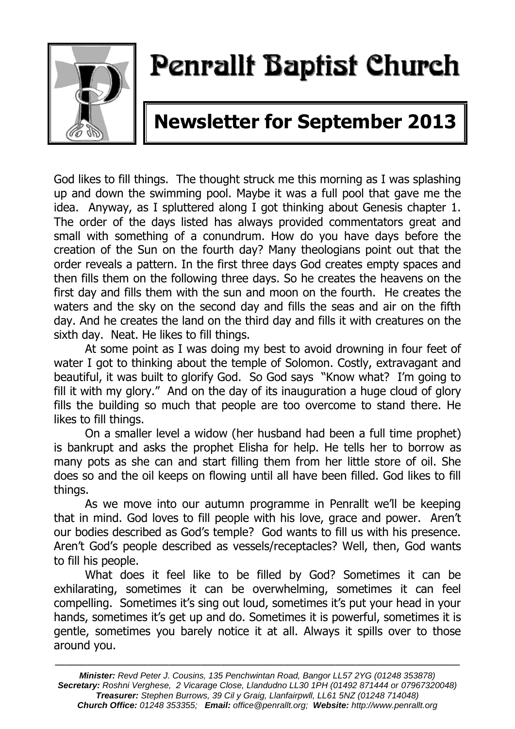# Penrallt Baptist Church

## Newsletter for September 2013

God likes to fill things. The thought struck me this morning as I was splashing up and down the swimming pool. Maybe it was a full pool that gave me the idea. Anyway, as I spluttered along I got thinking about Genesis chapter 1. The order of the days listed has always provided commentators great and small with something of a conundrum. How do you have days before the creation of the Sun on the fourth day? Many theologians point out that the order reveals a pattern. In the first three days God creates empty spaces and then fills them on the following three days. So he creates the heavens on the first day and fills them with the sun and moon on the fourth. He creates the waters and the sky on the second day and fills the seas and air on the fifth day. And he creates the land on the third day and fills it with creatures on the sixth day. Neat. He likes to fill things.

At some point as I was doing my best to avoid drowning in four feet of water I got to thinking about the temple of Solomon. Costly, extravagant and beautiful, it was built to glorify God. So God says "Know what? I'm going to fill it with my glory." And on the day of its inauguration a huge cloud of glory fills the building so much that people are too overcome to stand there. He likes to fill things.

On a smaller level a widow (her husband had been a full time prophet) is bankrupt and asks the prophet Elisha for help. He tells her to borrow as many pots as she can and start filling them from her little store of oil. She does so and the oil keeps on flowing until all have been filled. God likes to fill things.

As we move into our autumn programme in Penrallt we'll be keeping that in mind. God loves to fill people with his love, grace and power. Aren't our bodies described as God's temple? God wants to fill us with his presence. Aren't God's people described as vessels/receptacles? Well, then, God wants to fill his people.

What does it feel like to be filled by God? Sometimes it can be exhilarating, sometimes it can be overwhelming, sometimes it can feel compelling. Sometimes it's sing out loud, sometimes it's put your head in your hands, sometimes it's get up and do. Sometimes it is powerful, sometimes it is gentle, sometimes you barely notice it at all. Always it spills over to those around you.

---

***Minister:*** *Revd Peter J. Cousins, 135 Penchwintan Road, Bangor LL57 2YG (01248 353878)*
***Secretary:*** *Roshni Verghese, 2 Vicarage Close, Llandudno LL30 1PH (01492 871444 or 07967320048)*
***Treasurer:*** *Stephen Burrows, 39 Cil y Graig, Llanfairpwll, LL61 5NZ (01248 714048)*
***Church Office:*** *01248 353355;* ***Email:*** *office@penrallt.org;* ***Website:*** *http://www.penrallt.org*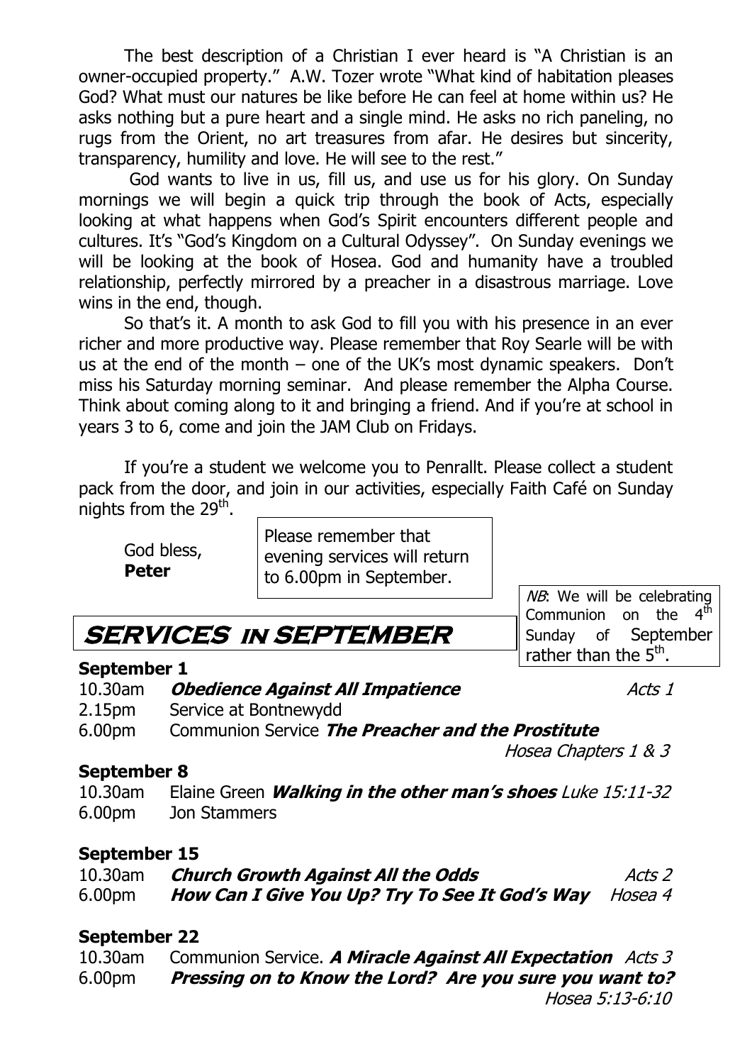The best description of a Christian I ever heard is "A Christian is an owner-occupied property." A.W. Tozer wrote "What kind of habitation pleases God? What must our natures be like before He can feel at home within us? He asks nothing but a pure heart and a single mind. He asks no rich paneling, no rugs from the Orient, no art treasures from afar. He desires but sincerity, transparency, humility and love. He will see to the rest."

God wants to live in us, fill us, and use us for his glory. On Sunday mornings we will begin a quick trip through the book of Acts, especially looking at what happens when God's Spirit encounters different people and cultures. It's "God's Kingdom on a Cultural Odyssey". On Sunday evenings we will be looking at the book of Hosea. God and humanity have a troubled relationship, perfectly mirrored by a preacher in a disastrous marriage. Love wins in the end, though.

So that's it. A month to ask God to fill you with his presence in an ever richer and more productive way. Please remember that Roy Searle will be with us at the end of the month – one of the UK's most dynamic speakers. Don't miss his Saturday morning seminar. And please remember the Alpha Course. Think about coming along to it and bringing a friend. And if you're at school in years 3 to 6, come and join the JAM Club on Fridays.

If you're a student we welcome you to Penrallt. Please collect a student pack from the door, and join in our activities, especially Faith Café on Sunday nights from the 29th.

God bless,
**Peter**

Please remember that evening services will return to 6.00pm in September.

*NB*: We will be celebrating Communion on the 4th Sunday of September rather than the 5th.

# SERVICES IN SEPTEMBER

**September 1**

10.30am ***Obedience Against All Impatience*** *Acts 1*
2.15pm Service at Bontnewydd
6.00pm Communion Service ***The Preacher and the Prostitute*** *Hosea Chapters 1 & 3*

**September 8**

10.30am Elaine Green ***Walking in the other man's shoes*** *Luke 15:11-32*
6.00pm Jon Stammers

**September 15**

10.30am ***Church Growth Against All the Odds*** *Acts 2*
6.00pm ***How Can I Give You Up? Try To See It God's Way*** *Hosea 4*

**September 22**

10.30am Communion Service. ***A Miracle Against All Expectation*** *Acts 3*
6.00pm ***Pressing on to Know the Lord? Are you sure you want to?*** *Hosea 5:13-6:10*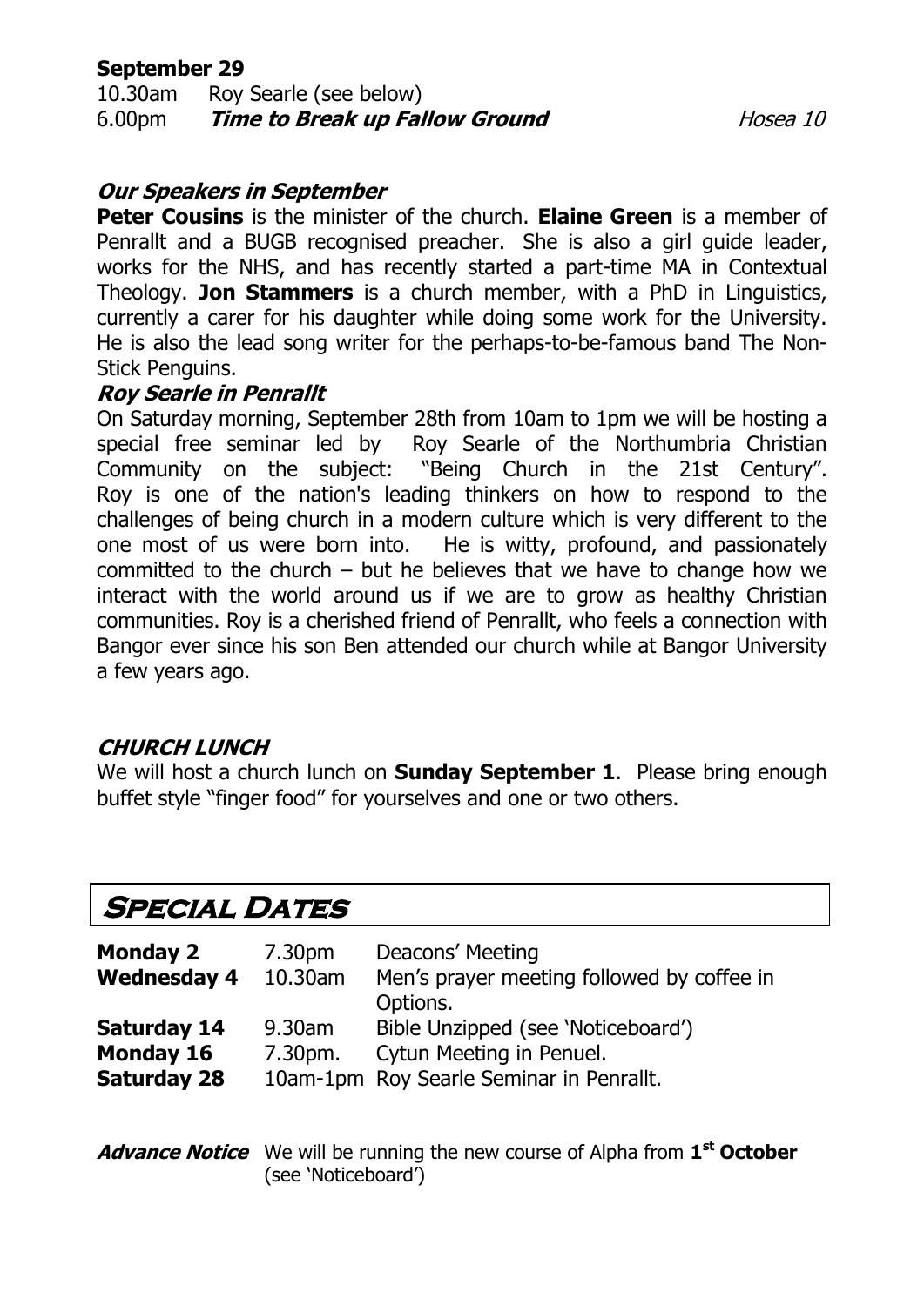**September 29**

10.30am Roy Searle (see below)
6.00pm ***Time to Break up Fallow Ground*** *Hosea 10*

***Our Speakers in September***

**Peter Cousins** is the minister of the church. **Elaine Green** is a member of Penrallt and a BUGB recognised preacher. She is also a girl guide leader, works for the NHS, and has recently started a part-time MA in Contextual Theology. **Jon Stammers** is a church member, with a PhD in Linguistics, currently a carer for his daughter while doing some work for the University. He is also the lead song writer for the perhaps-to-be-famous band The Non-Stick Penguins.

***Roy Searle in Penrallt***

On Saturday morning, September 28th from 10am to 1pm we will be hosting a special free seminar led by Roy Searle of the Northumbria Christian Community on the subject: "Being Church in the 21st Century". Roy is one of the nation's leading thinkers on how to respond to the challenges of being church in a modern culture which is very different to the one most of us were born into. He is witty, profound, and passionately committed to the church – but he believes that we have to change how we interact with the world around us if we are to grow as healthy Christian communities. Roy is a cherished friend of Penrallt, who feels a connection with Bangor ever since his son Ben attended our church while at Bangor University a few years ago.

***CHURCH LUNCH***

We will host a church lunch on **Sunday September 1**. Please bring enough buffet style "finger food" for yourselves and one or two others.

## Special Dates

| | | |
|---|---|---|
| **Monday 2** | 7.30pm | Deacons' Meeting |
| **Wednesday 4** | 10.30am | Men's prayer meeting followed by coffee in Options. |
| **Saturday 14** | 9.30am | Bible Unzipped (see 'Noticeboard') |
| **Monday 16** | 7.30pm. | Cytun Meeting in Penuel. |
| **Saturday 28** | 10am-1pm | Roy Searle Seminar in Penrallt. |

***Advance Notice*** We will be running the new course of Alpha from **1st October** (see 'Noticeboard')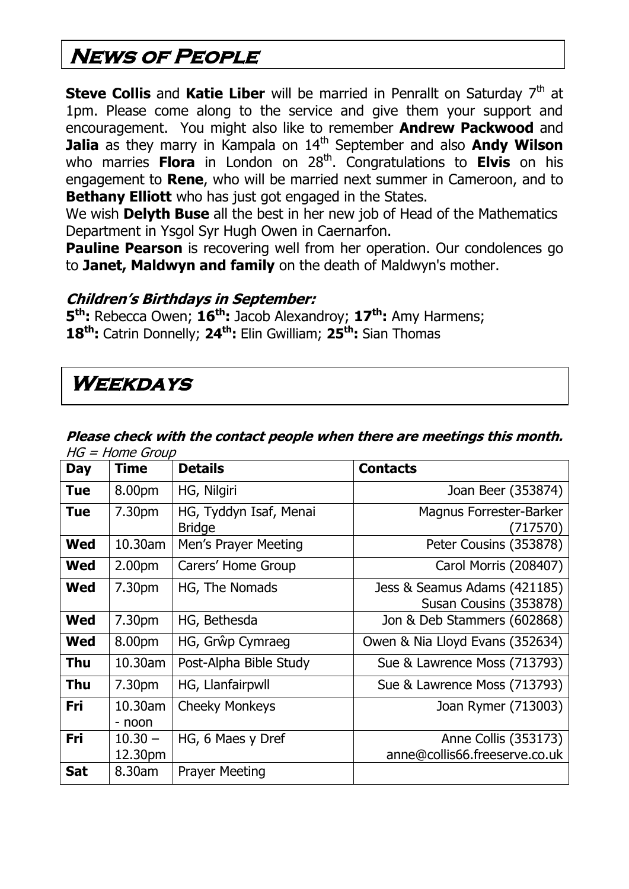# News of People

**Steve Collis** and **Katie Liber** will be married in Penrallt on Saturday 7th at 1pm. Please come along to the service and give them your support and encouragement. You might also like to remember **Andrew Packwood** and **Jalia** as they marry in Kampala on 14th September and also **Andy Wilson** who marries **Flora** in London on 28th. Congratulations to **Elvis** on his engagement to **Rene**, who will be married next summer in Cameroon, and to **Bethany Elliott** who has just got engaged in the States.

We wish **Delyth Buse** all the best in her new job of Head of the Mathematics Department in Ysgol Syr Hugh Owen in Caernarfon.

**Pauline Pearson** is recovering well from her operation. Our condolences go to **Janet, Maldwyn and family** on the death of Maldwyn's mother.

### *Children's Birthdays in September:*

**5th:** Rebecca Owen; **16th:** Jacob Alexandroy; **17th:** Amy Harmens; **18th:** Catrin Donnelly; **24th:** Elin Gwilliam; **25th:** Sian Thomas

# Weekdays

***Please check with the contact people when there are meetings this month.***

*HG = Home Group*

| Day | Time | Details | Contacts |
|---|---|---|---|
| **Tue** | 8.00pm | HG, Nilgiri | Joan Beer (353874) |
| **Tue** | 7.30pm | HG, Tyddyn Isaf, Menai Bridge | Magnus Forrester-Barker (717570) |
| **Wed** | 10.30am | Men's Prayer Meeting | Peter Cousins (353878) |
| **Wed** | 2.00pm | Carers' Home Group | Carol Morris (208407) |
| **Wed** | 7.30pm | HG, The Nomads | Jess & Seamus Adams (421185) Susan Cousins (353878) |
| **Wed** | 7.30pm | HG, Bethesda | Jon & Deb Stammers (602868) |
| **Wed** | 8.00pm | HG, Grŵp Cymraeg | Owen & Nia Lloyd Evans (352634) |
| **Thu** | 10.30am | Post-Alpha Bible Study | Sue & Lawrence Moss (713793) |
| **Thu** | 7.30pm | HG, Llanfairpwll | Sue & Lawrence Moss (713793) |
| **Fri** | 10.30am - noon | Cheeky Monkeys | Joan Rymer (713003) |
| **Fri** | 10.30 – 12.30pm | HG, 6 Maes y Dref | Anne Collis (353173) anne@collis66.freeserve.co.uk |
| **Sat** | 8.30am | Prayer Meeting | |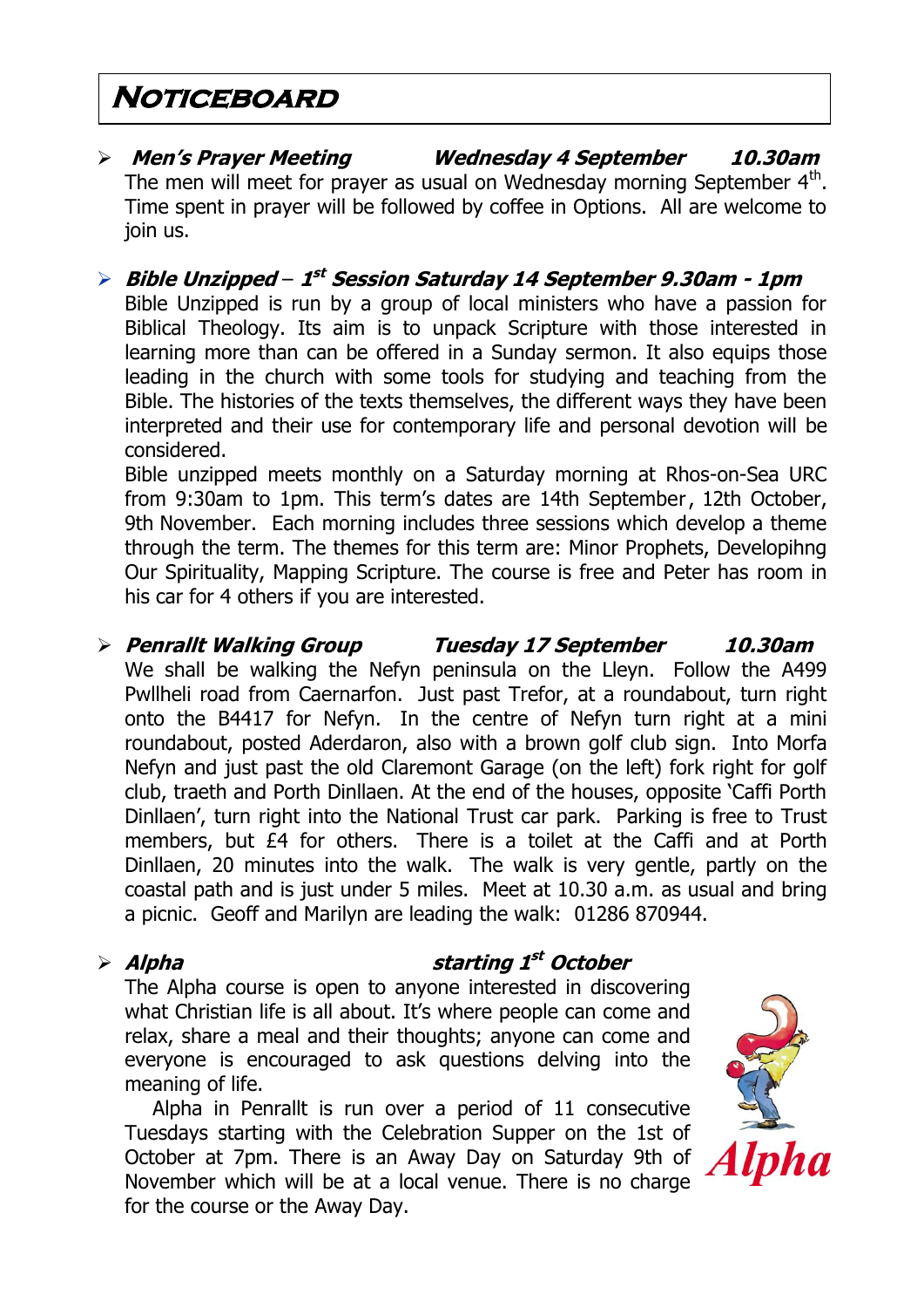# Noticeboard

- ***Men's Prayer Meeting*** ***Wednesday 4 September*** ***10.30am***

  The men will meet for prayer as usual on Wednesday morning September 4th. Time spent in prayer will be followed by coffee in Options. All are welcome to join us.

- ***Bible Unzipped – 1st Session Saturday 14 September 9.30am - 1pm***

  Bible Unzipped is run by a group of local ministers who have a passion for Biblical Theology. Its aim is to unpack Scripture with those interested in learning more than can be offered in a Sunday sermon. It also equips those leading in the church with some tools for studying and teaching from the Bible. The histories of the texts themselves, the different ways they have been interpreted and their use for contemporary life and personal devotion will be considered.

  Bible unzipped meets monthly on a Saturday morning at Rhos-on-Sea URC from 9:30am to 1pm. This term's dates are 14th September, 12th October, 9th November. Each morning includes three sessions which develop a theme through the term. The themes for this term are: Minor Prophets, Developihng Our Spirituality, Mapping Scripture. The course is free and Peter has room in his car for 4 others if you are interested.

- ***Penrallt Walking Group*** ***Tuesday 17 September*** ***10.30am***

  We shall be walking the Nefyn peninsula on the Lleyn. Follow the A499 Pwllheli road from Caernarfon. Just past Trefor, at a roundabout, turn right onto the B4417 for Nefyn. In the centre of Nefyn turn right at a mini roundabout, posted Aderdaron, also with a brown golf club sign. Into Morfa Nefyn and just past the old Claremont Garage (on the left) fork right for golf club, traeth and Porth Dinllaen. At the end of the houses, opposite 'Caffi Porth Dinllaen', turn right into the National Trust car park. Parking is free to Trust members, but £4 for others. There is a toilet at the Caffi and at Porth Dinllaen, 20 minutes into the walk. The walk is very gentle, partly on the coastal path and is just under 5 miles. Meet at 10.30 a.m. as usual and bring a picnic. Geoff and Marilyn are leading the walk: 01286 870944.

- ***Alpha*** ***starting 1st October***

  The Alpha course is open to anyone interested in discovering what Christian life is all about. It's where people can come and relax, share a meal and their thoughts; anyone can come and everyone is encouraged to ask questions delving into the meaning of life.

  Alpha in Penrallt is run over a period of 11 consecutive Tuesdays starting with the Celebration Supper on the 1st of October at 7pm. There is an Away Day on Saturday 9th of November which will be at a local venue. There is no charge for the course or the Away Day.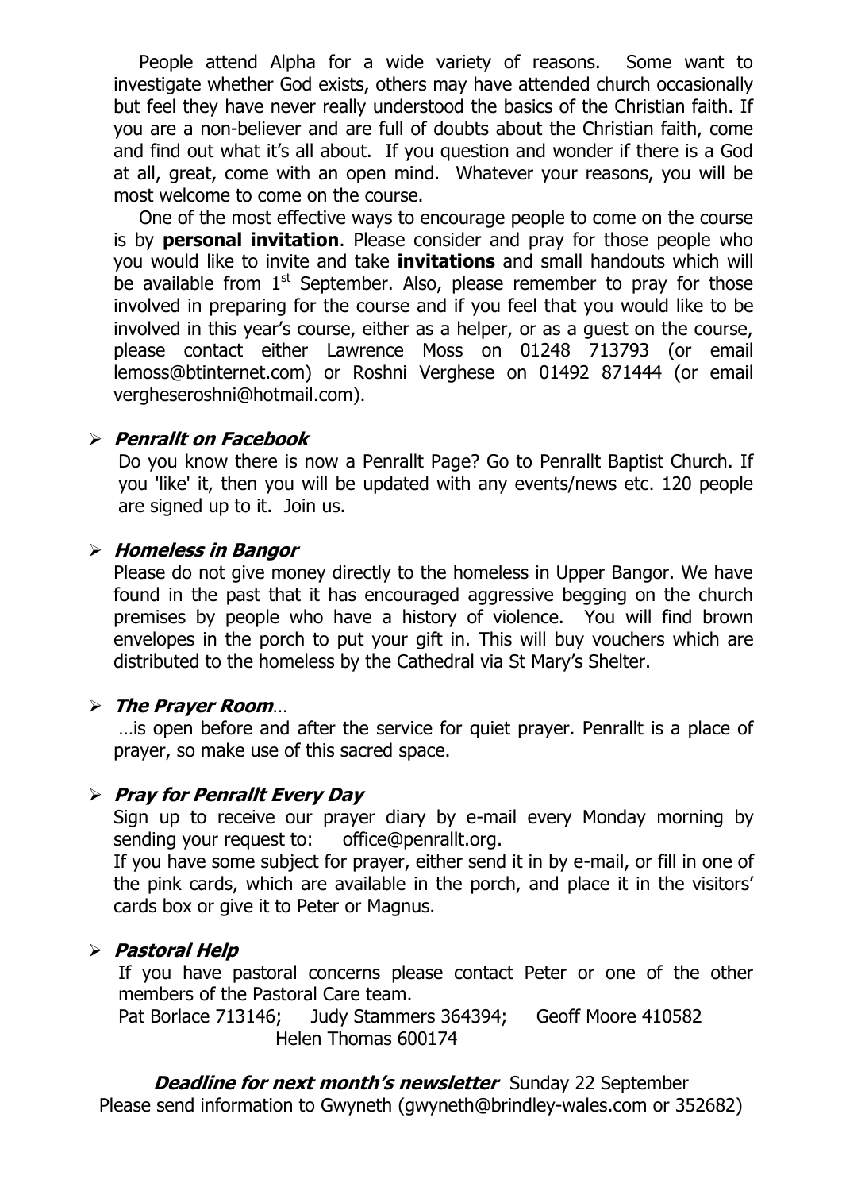People attend Alpha for a wide variety of reasons. Some want to investigate whether God exists, others may have attended church occasionally but feel they have never really understood the basics of the Christian faith. If you are a non-believer and are full of doubts about the Christian faith, come and find out what it's all about. If you question and wonder if there is a God at all, great, come with an open mind. Whatever your reasons, you will be most welcome to come on the course.

One of the most effective ways to encourage people to come on the course is by **personal invitation**. Please consider and pray for those people who you would like to invite and take **invitations** and small handouts which will be available from 1st September. Also, please remember to pray for those involved in preparing for the course and if you feel that you would like to be involved in this year's course, either as a helper, or as a guest on the course, please contact either Lawrence Moss on 01248 713793 (or email lemoss@btinternet.com) or Roshni Verghese on 01492 871444 (or email vergheseroshni@hotmail.com).

- ***Penrallt on Facebook***

  Do you know there is now a Penrallt Page? Go to Penrallt Baptist Church. If you 'like' it, then you will be updated with any events/news etc. 120 people are signed up to it. Join us.

- ***Homeless in Bangor***

  Please do not give money directly to the homeless in Upper Bangor. We have found in the past that it has encouraged aggressive begging on the church premises by people who have a history of violence. You will find brown envelopes in the porch to put your gift in. This will buy vouchers which are distributed to the homeless by the Cathedral via St Mary's Shelter.

- ***The Prayer Room***…

  …is open before and after the service for quiet prayer. Penrallt is a place of prayer, so make use of this sacred space.

- ***Pray for Penrallt Every Day***

  Sign up to receive our prayer diary by e-mail every Monday morning by sending your request to: office@penrallt.org.

  If you have some subject for prayer, either send it in by e-mail, or fill in one of the pink cards, which are available in the porch, and place it in the visitors' cards box or give it to Peter or Magnus.

- ***Pastoral Help***

  If you have pastoral concerns please contact Peter or one of the other members of the Pastoral Care team.

  Pat Borlace 713146; Judy Stammers 364394; Geoff Moore 410582
  Helen Thomas 600174

***Deadline for next month's newsletter*** Sunday 22 September
Please send information to Gwyneth (gwyneth@brindley-wales.com or 352682)